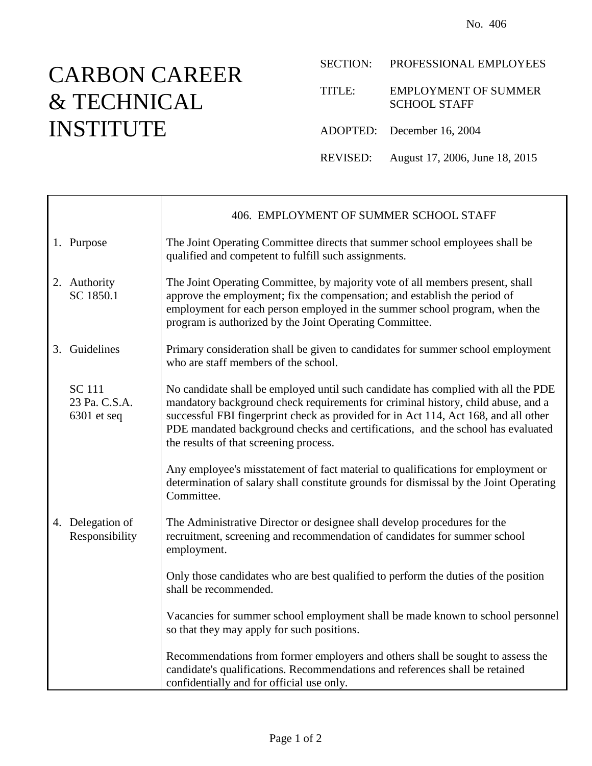No. 406

# CARBON CAREER & TECHNICAL INSTITUTE

SECTION: PROFESSIONAL EMPLOYEES

TITLE: EMPLOYMENT OF SUMMER SCHOOL STAFF

ADOPTED: December 16, 2004

REVISED: August 17, 2006, June 18, 2015

## 406. EMPLOYMENT OF SUMMER SCHOOL STAFF

**1. Purpose**

The Joint Operating Committee directs that summer school employees shall be qualified and competent to fulfill such assignments.

**2. Authority**
SC 1850.1

The Joint Operating Committee, by majority vote of all members present, shall approve the employment; fix the compensation; and establish the period of employment for each person employed in the summer school program, when the program is authorized by the Joint Operating Committee.

**3. Guidelines**

Primary consideration shall be given to candidates for summer school employment who are staff members of the school.

SC 111
23 Pa. C.S.A. 6301 et seq

No candidate shall be employed until such candidate has complied with all the PDE mandatory background check requirements for criminal history, child abuse, and a successful FBI fingerprint check as provided for in Act 114, Act 168, and all other PDE mandated background checks and certifications, and the school has evaluated the results of that screening process.

Any employee's misstatement of fact material to qualifications for employment or determination of salary shall constitute grounds for dismissal by the Joint Operating Committee.

**4. Delegation of Responsibility**

The Administrative Director or designee shall develop procedures for the recruitment, screening and recommendation of candidates for summer school employment.

Only those candidates who are best qualified to perform the duties of the position shall be recommended.

Vacancies for summer school employment shall be made known to school personnel so that they may apply for such positions.

Recommendations from former employers and others shall be sought to assess the candidate's qualifications. Recommendations and references shall be retained confidentially and for official use only.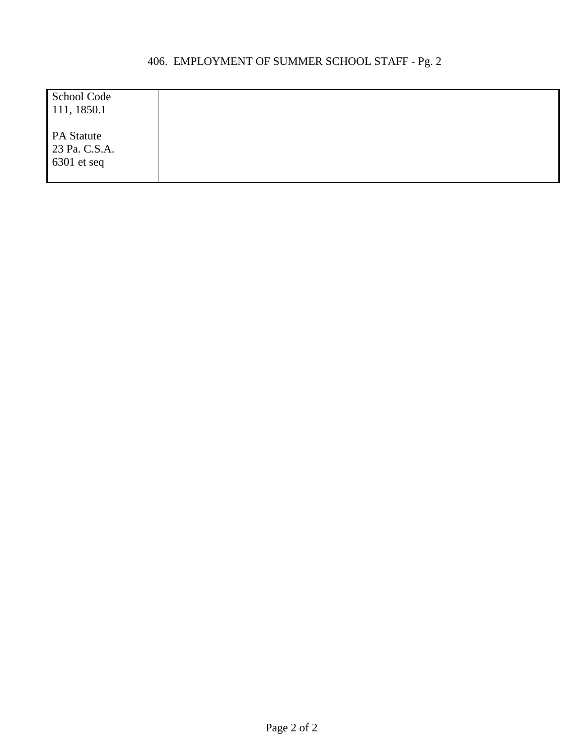| | |
|---|---|
| School Code<br>111, 1850.1<br><br>PA Statute<br>23 Pa. C.S.A.<br>6301 et seq | |